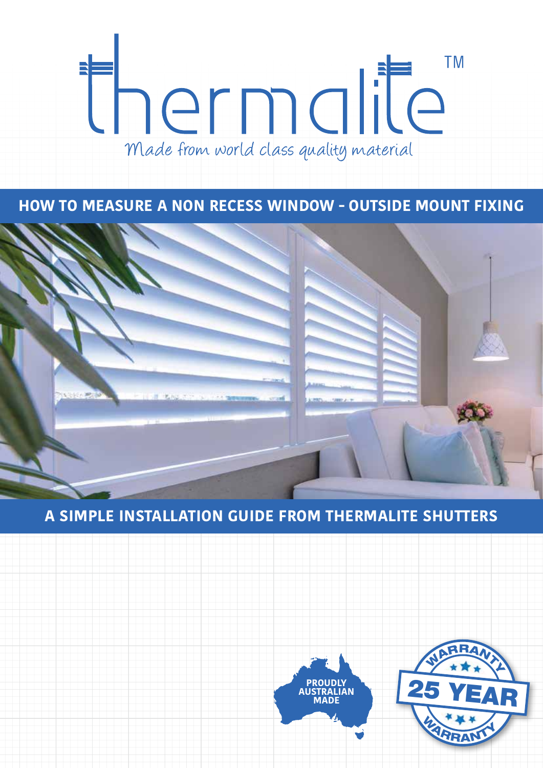# thermalite™

*Made from world class quality material*

## HOW TO MEASURE A NON RECESS WINDOW - OUTSIDE MOUNT FIXING

## A SIMPLE INSTALLATION GUIDE FROM THERMALITE SHUTTERS

PROUDLY AUSTRALIAN MADE

WARRANTY 25 YEAR WARRANTY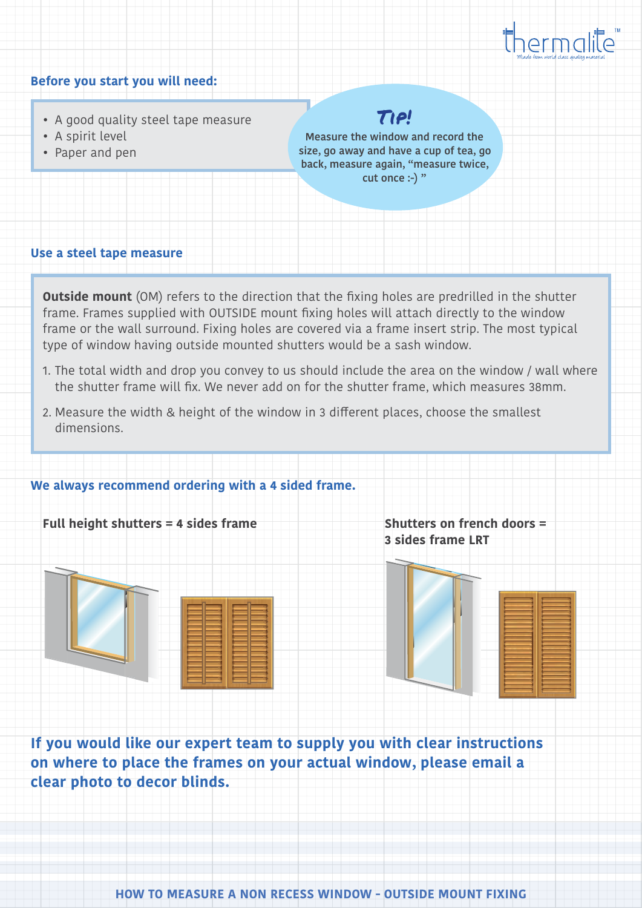## Before you start you will need:

- A good quality steel tape measure
- A spirit level
- Paper and pen

**Tip!**

**Measure the window and record the size, go away and have a cup of tea, go back, measure again, "measure twice, cut once :-) "**

## Use a steel tape measure

**Outside mount** (OM) refers to the direction that the fixing holes are predrilled in the shutter frame. Frames supplied with OUTSIDE mount fixing holes will attach directly to the window frame or the wall surround. Fixing holes are covered via a frame insert strip. The most typical type of window having outside mounted shutters would be a sash window.

1. The total width and drop you convey to us should include the area on the window / wall where the shutter frame will fix. We never add on for the shutter frame, which measures 38mm.
2. Measure the width & height of the window in 3 different places, choose the smallest dimensions.

## We always recommend ordering with a 4 sided frame.

**Full height shutters = 4 sides frame**

**Shutters on french doors = 3 sides frame LRT**

## If you would like our expert team to supply you with clear instructions on where to place the frames on your actual window, please email a clear photo to decor blinds.

HOW TO MEASURE A NON RECESS WINDOW - OUTSIDE MOUNT FIXING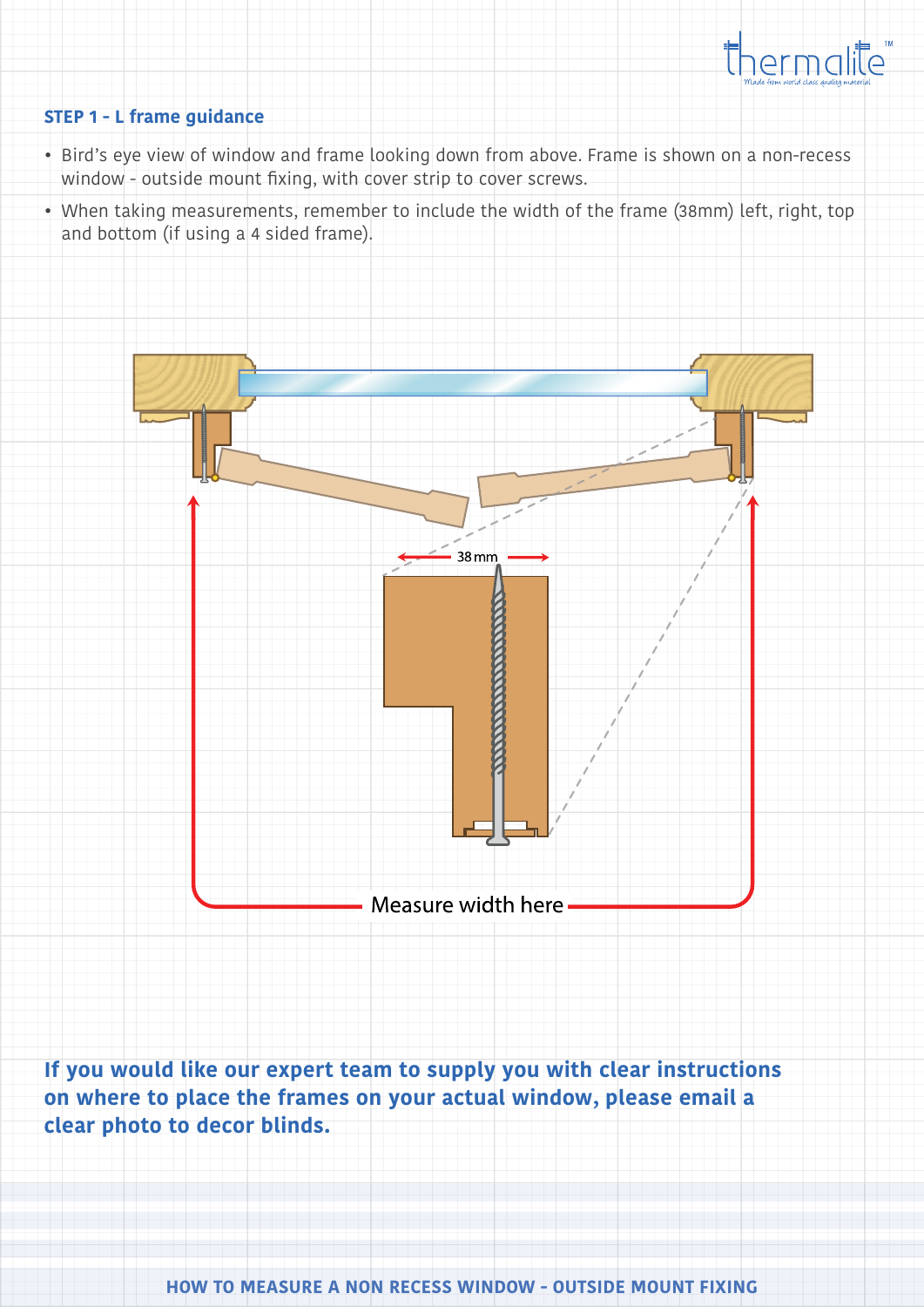## STEP 1 - L frame guidance

- Bird's eye view of window and frame looking down from above. Frame is shown on a non-recess window - outside mount fixing, with cover strip to cover screws.
- When taking measurements, remember to include the width of the frame (38mm) left, right, top and bottom (if using a 4 sided frame).

38 mm

Measure width here

**If you would like our expert team to supply you with clear instructions on where to place the frames on your actual window, please email a clear photo to decor blinds.**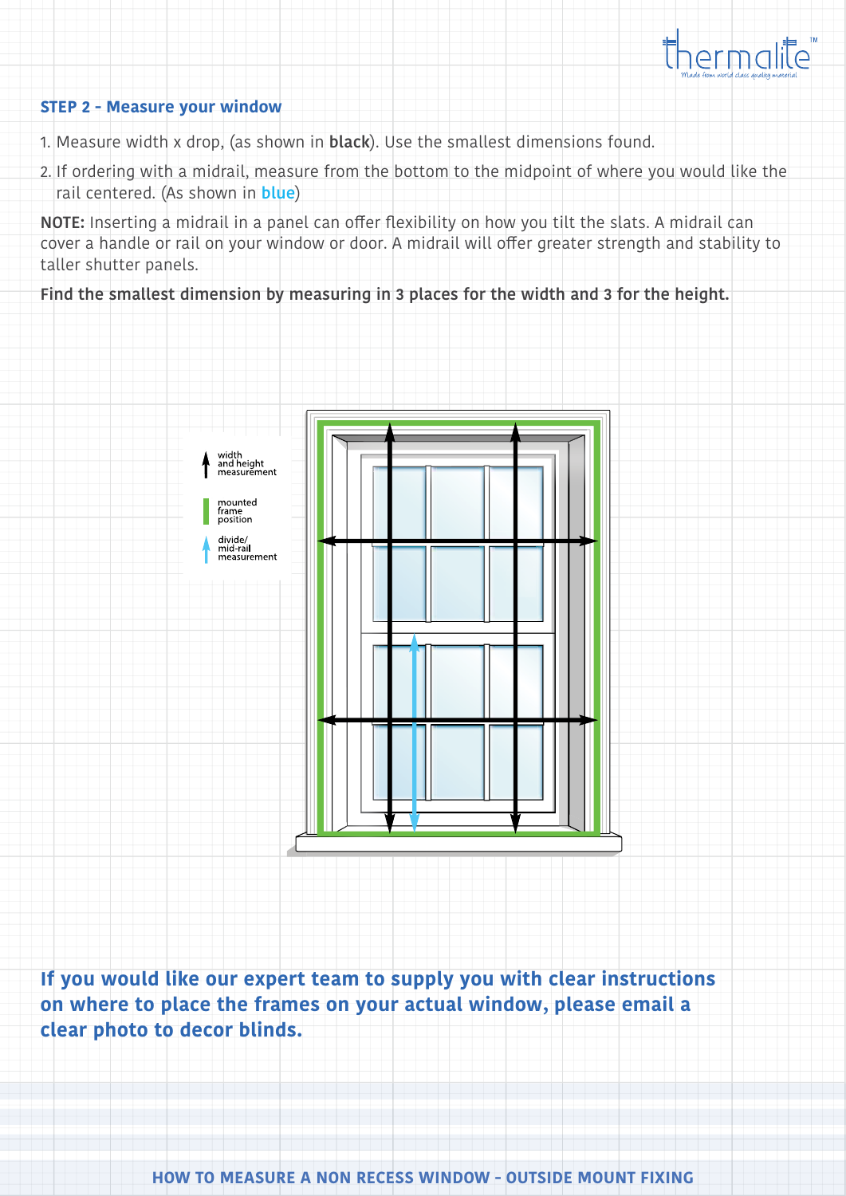## STEP 2 - Measure your window

1. Measure width x drop, (as shown in **black**). Use the smallest dimensions found.
2. If ordering with a midrail, measure from the bottom to the midpoint of where you would like the rail centered. (As shown in blue)

**NOTE:** Inserting a midrail in a panel can offer flexibility on how you tilt the slats. A midrail can cover a handle or rail on your window or door. A midrail will offer greater strength and stability to taller shutter panels.

**Find the smallest dimension by measuring in 3 places for the width and 3 for the height.**

width and height measurement

mounted frame position

divide/ mid-rail measurement

**If you would like our expert team to supply you with clear instructions on where to place the frames on your actual window, please email a clear photo to decor blinds.**

**HOW TO MEASURE A NON RECESS WINDOW - OUTSIDE MOUNT FIXING**